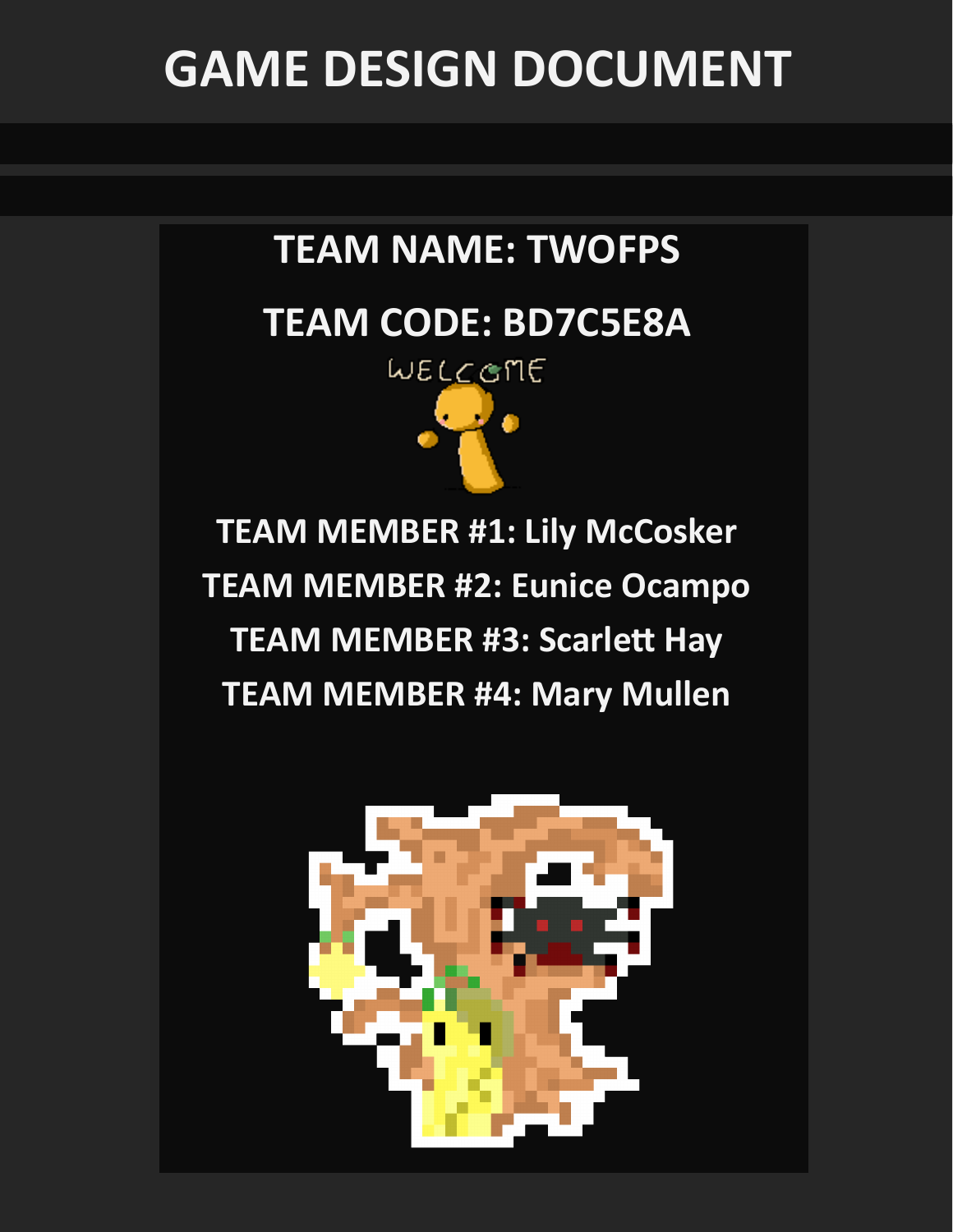# GAME DESIGN DOCUMENT

**TEAM NAME: TWOFPS**

**TEAM CODE: BD7C5E8A**

WELCOME

**TEAM MEMBER #1: Lily McCosker**

**TEAM MEMBER #2: Eunice Ocampo**

**TEAM MEMBER #3: Scarlett Hay**

**TEAM MEMBER #4: Mary Mullen**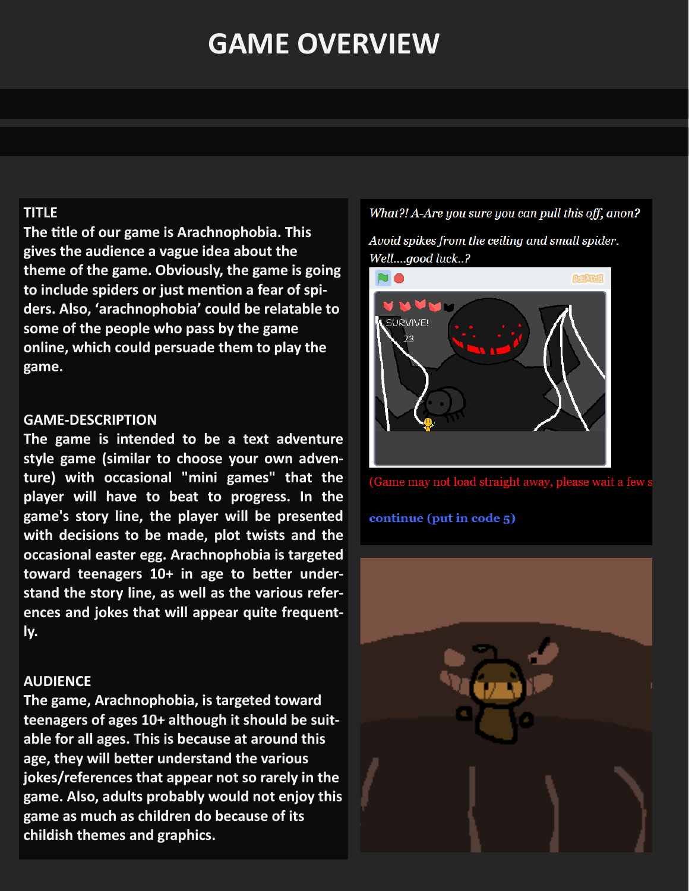# GAME OVERVIEW

## TITLE

The title of our game is Arachnophobia. This gives the audience a vague idea about the theme of the game. Obviously, the game is going to include spiders or just mention a fear of spiders. Also, 'arachnophobia' could be relatable to some of the people who pass by the game online, which could persuade them to play the game.

## GAME-DESCRIPTION

The game is intended to be a text adventure style game (similar to choose your own adventure) with occasional "mini games" that the player will have to beat to progress. In the game's story line, the player will be presented with decisions to be made, plot twists and the occasional easter egg. Arachnophobia is targeted toward teenagers 10+ in age to better understand the story line, as well as the various references and jokes that will appear quite frequently.

## AUDIENCE

The game, Arachnophobia, is targeted toward teenagers of ages 10+ although it should be suitable for all ages. This is because at around this age, they will better understand the various jokes/references that appear not so rarely in the game. Also, adults probably would not enjoy this game as much as children do because of its childish themes and graphics.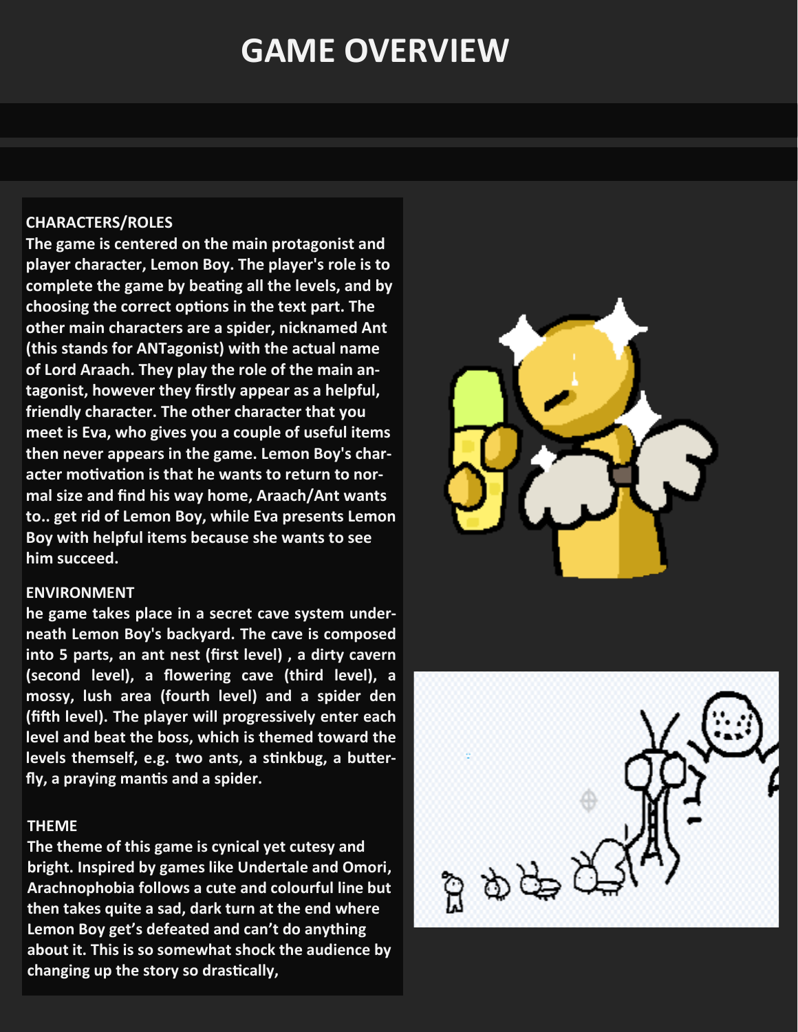# GAME OVERVIEW

**CHARACTERS/ROLES**

**The game is centered on the main protagonist and player character, Lemon Boy. The player's role is to complete the game by beating all the levels, and by choosing the correct options in the text part. The other main characters are a spider, nicknamed Ant (this stands for ANTagonist) with the actual name of Lord Araach. They play the role of the main antagonist, however they firstly appear as a helpful, friendly character. The other character that you meet is Eva, who gives you a couple of useful items then never appears in the game. Lemon Boy's character motivation is that he wants to return to normal size and find his way home, Araach/Ant wants to.. get rid of Lemon Boy, while Eva presents Lemon Boy with helpful items because she wants to see him succeed.**

**ENVIRONMENT**

**he game takes place in a secret cave system underneath Lemon Boy's backyard. The cave is composed into 5 parts, an ant nest (first level) , a dirty cavern (second level), a flowering cave (third level), a mossy, lush area (fourth level) and a spider den (fifth level). The player will progressively enter each level and beat the boss, which is themed toward the levels themself, e.g. two ants, a stinkbug, a butterfly, a praying mantis and a spider.**

**THEME**

**The theme of this game is cynical yet cutesy and bright. Inspired by games like Undertale and Omori, Arachnophobia follows a cute and colourful line but then takes quite a sad, dark turn at the end where Lemon Boy get's defeated and can't do anything about it. This is so somewhat shock the audience by changing up the story so drastically,**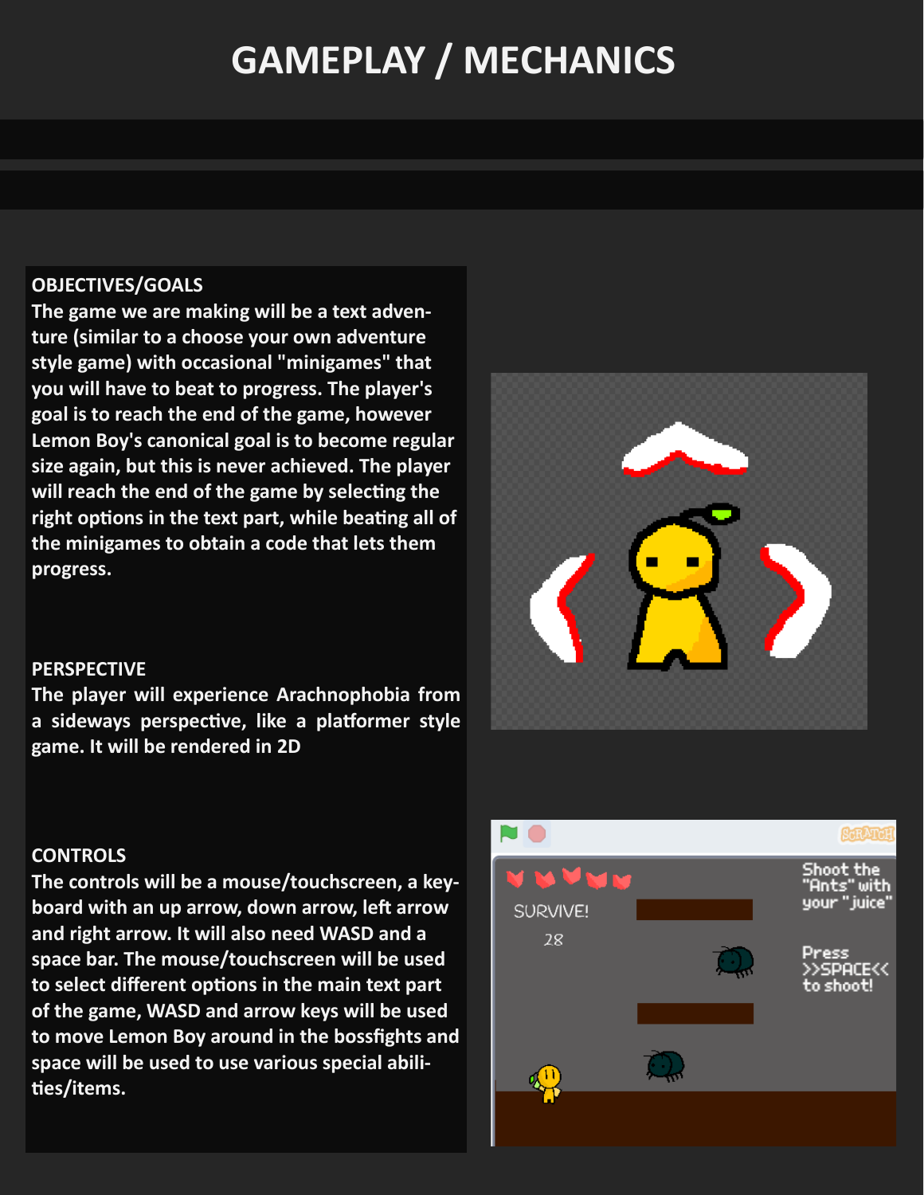# GAMEPLAY / MECHANICS

**OBJECTIVES/GOALS**

**The game we are making will be a text adventure (similar to a choose your own adventure style game) with occasional "minigames" that you will have to beat to progress. The player's goal is to reach the end of the game, however Lemon Boy's canonical goal is to become regular size again, but this is never achieved. The player will reach the end of the game by selecting the right options in the text part, while beating all of the minigames to obtain a code that lets them progress.**

**PERSPECTIVE**

**The player will experience Arachnophobia from a sideways perspective, like a platformer style game. It will be rendered in 2D**

**CONTROLS**

**The controls will be a mouse/touchscreen, a keyboard with an up arrow, down arrow, left arrow and right arrow. It will also need WASD and a space bar. The mouse/touchscreen will be used to select different options in the main text part of the game, WASD and arrow keys will be used to move Lemon Boy around in the bossfights and space will be used to use various special abilities/items.**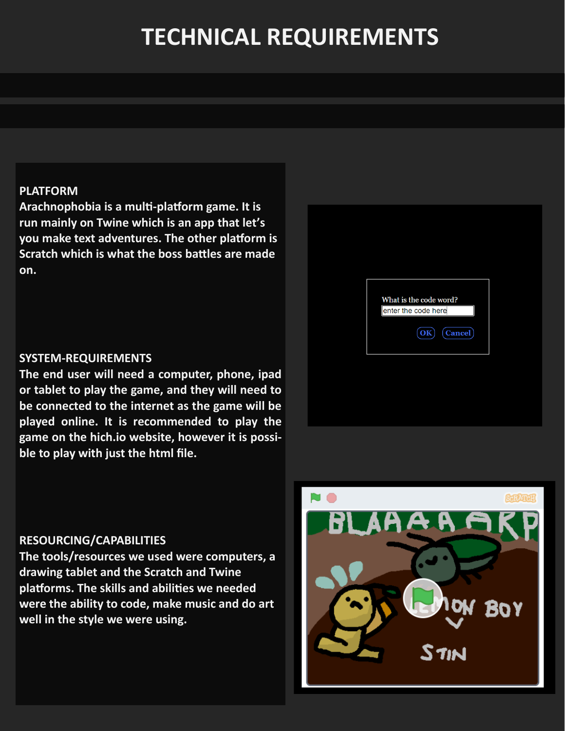# TECHNICAL REQUIREMENTS

**PLATFORM**

Arachnophobia is a multi-platform game. It is run mainly on Twine which is an app that let's you make text adventures. The other platform is Scratch which is what the boss battles are made on.

**SYSTEM-REQUIREMENTS**

The end user will need a computer, phone, ipad or tablet to play the game, and they will need to be connected to the internet as the game will be played online. It is recommended to play the game on the hich.io website, however it is possible to play with just the html file.

**RESOURCING/CAPABILITIES**

The tools/resources we used were computers, a drawing tablet and the Scratch and Twine platforms. The skills and abilities we needed were the ability to code, make music and do art well in the style we were using.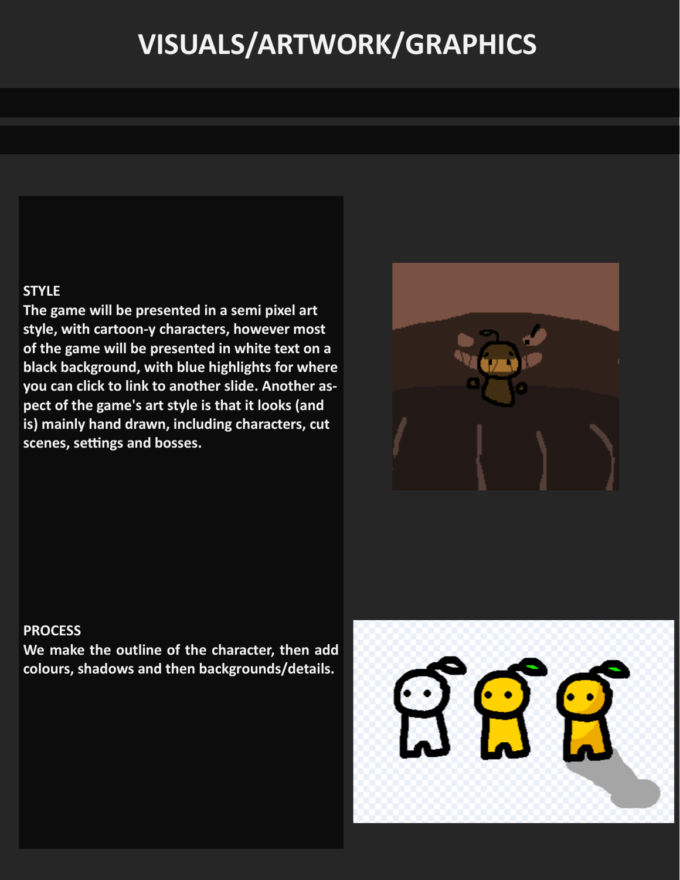# VISUALS/ARTWORK/GRAPHICS

**STYLE**

**The game will be presented in a semi pixel art style, with cartoon-y characters, however most of the game will be presented in white text on a black background, with blue highlights for where you can click to link to another slide. Another aspect of the game's art style is that it looks (and is) mainly hand drawn, including characters, cut scenes, settings and bosses.**

**PROCESS**

**We make the outline of the character, then add colours, shadows and then backgrounds/details.**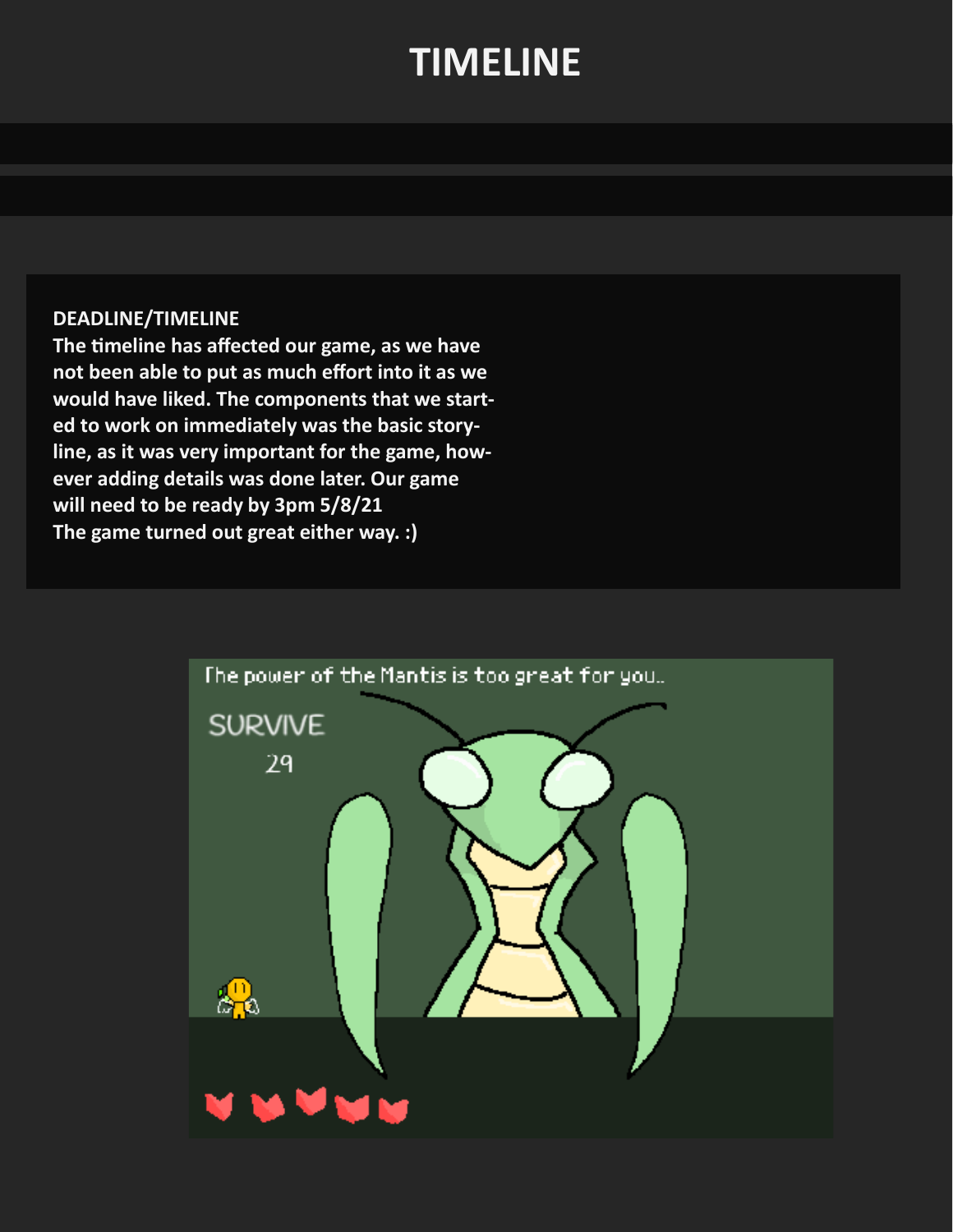# TIMELINE

**DEADLINE/TIMELINE**

**The timeline has affected our game, as we have not been able to put as much effort into it as we would have liked. The components that we started to work on immediately was the basic storyline, as it was very important for the game, however adding details was done later. Our game will need to be ready by 3pm 5/8/21**
**The game turned out great either way. :)**